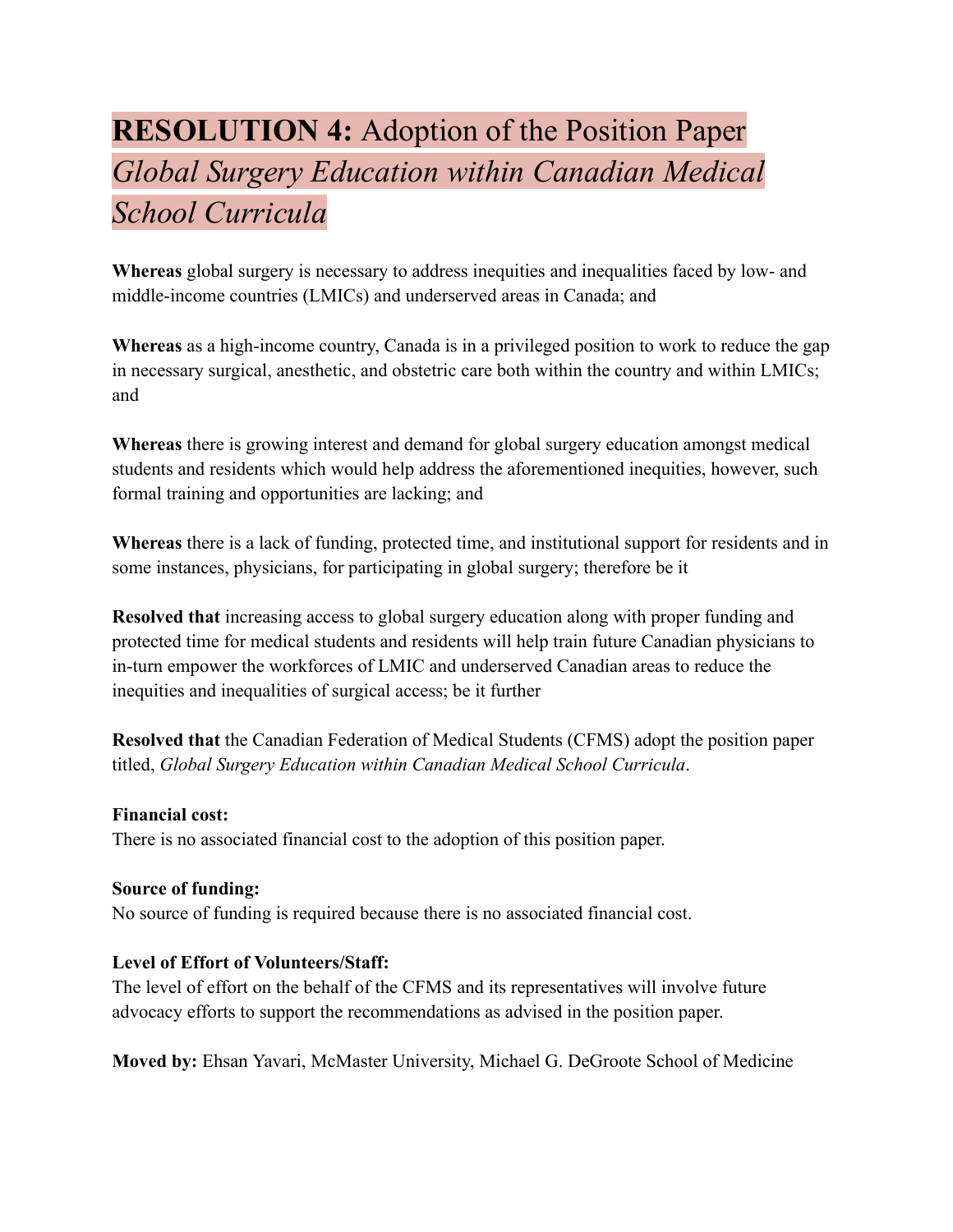# **RESOLUTION 4:** Adoption of the Position Paper *Global Surgery Education within Canadian Medical School Curricula*

**Whereas** global surgery is necessary to address inequities and inequalities faced by low- and middle-income countries (LMICs) and underserved areas in Canada; and

**Whereas** as a high-income country, Canada is in a privileged position to work to reduce the gap in necessary surgical, anesthetic, and obstetric care both within the country and within LMICs; and

**Whereas** there is growing interest and demand for global surgery education amongst medical students and residents which would help address the aforementioned inequities, however, such formal training and opportunities are lacking; and

**Whereas** there is a lack of funding, protected time, and institutional support for residents and in some instances, physicians, for participating in global surgery; therefore be it

**Resolved that** increasing access to global surgery education along with proper funding and protected time for medical students and residents will help train future Canadian physicians to in-turn empower the workforces of LMIC and underserved Canadian areas to reduce the inequities and inequalities of surgical access; be it further

**Resolved that** the Canadian Federation of Medical Students (CFMS) adopt the position paper titled, *Global Surgery Education within Canadian Medical School Curricula*.

**Financial cost:**
There is no associated financial cost to the adoption of this position paper.

**Source of funding:**
No source of funding is required because there is no associated financial cost.

**Level of Effort of Volunteers/Staff:**
The level of effort on the behalf of the CFMS and its representatives will involve future advocacy efforts to support the recommendations as advised in the position paper.

**Moved by:** Ehsan Yavari, McMaster University, Michael G. DeGroote School of Medicine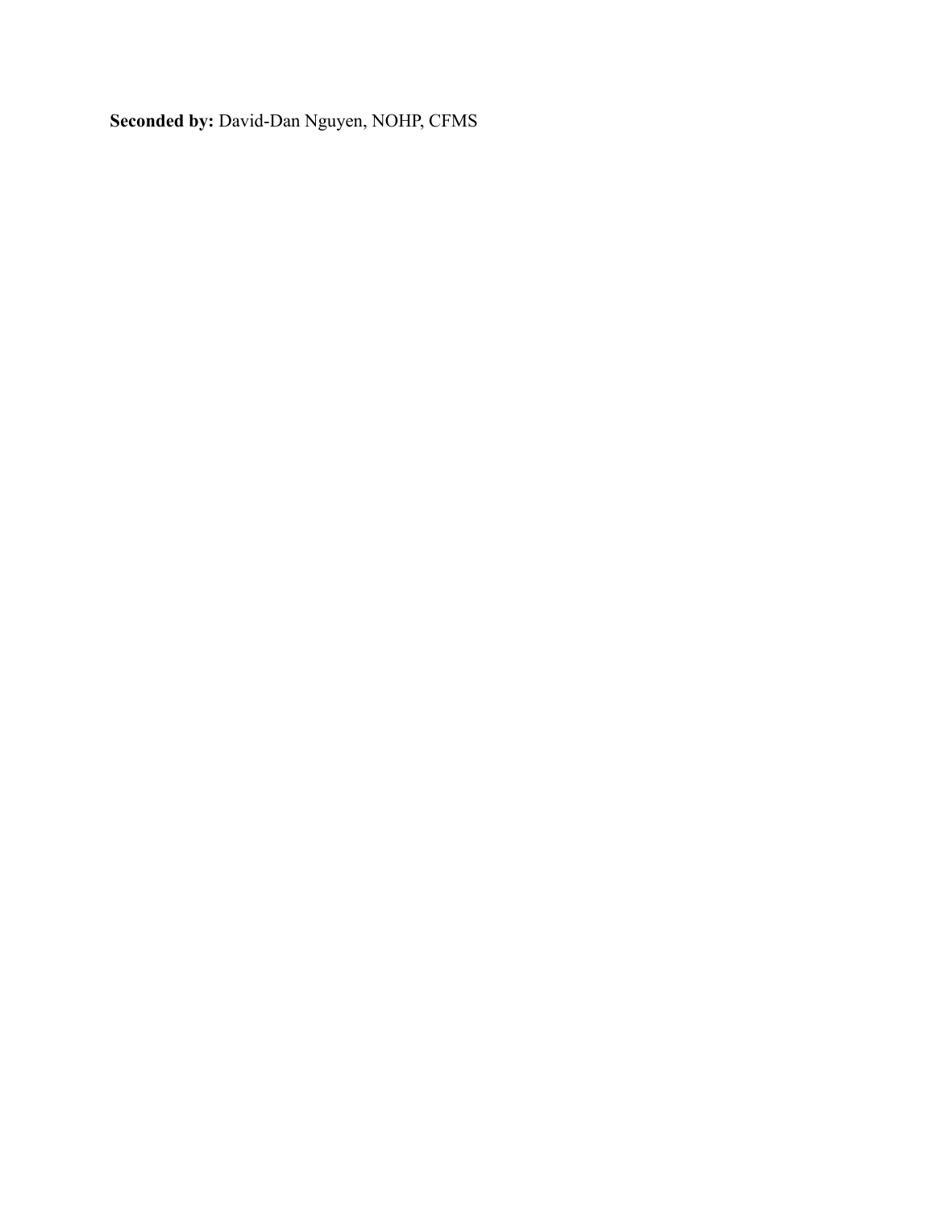**Seconded by:** David-Dan Nguyen, NOHP, CFMS